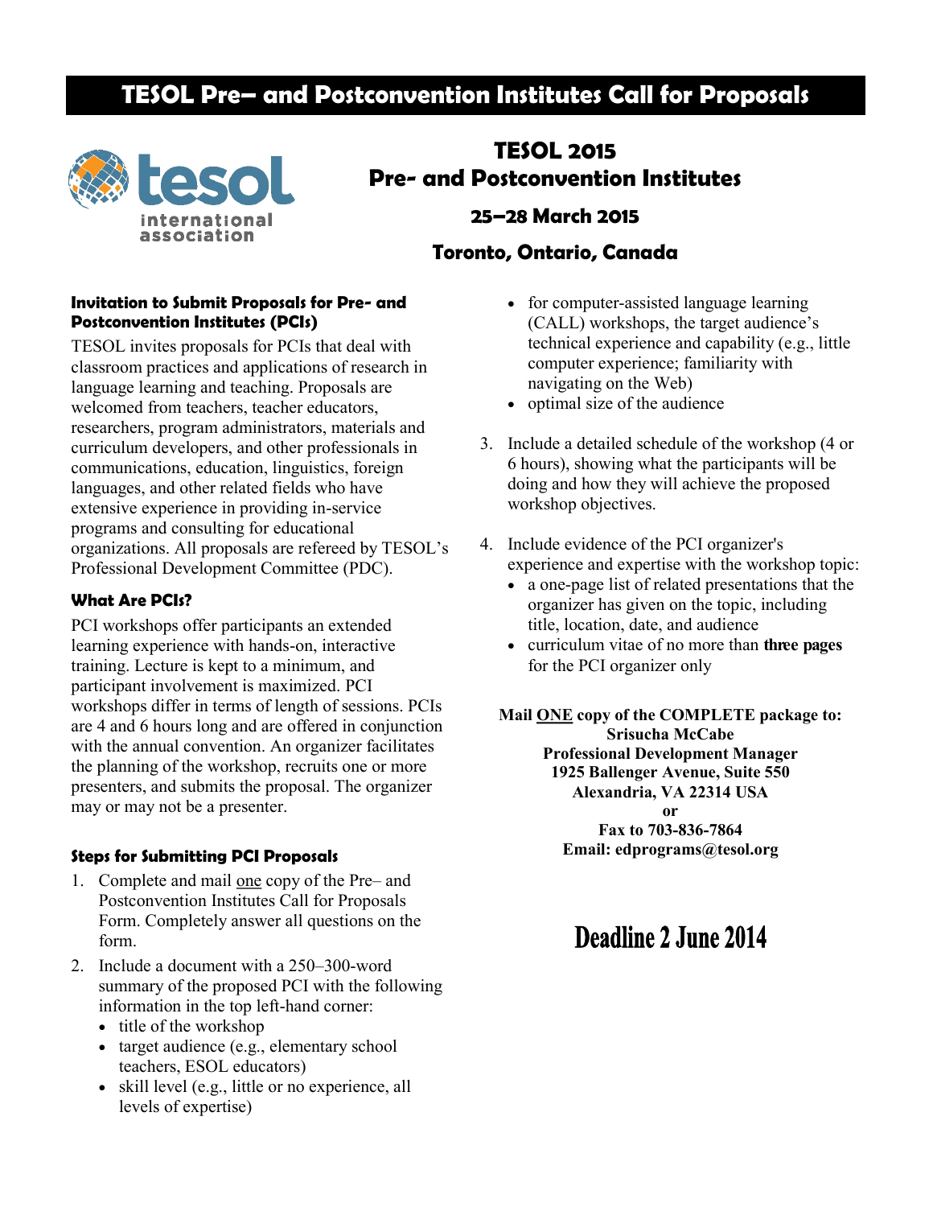# TESOL Pre– and Postconvention Institutes Call for Proposals

## TESOL 2015
## Pre- and Postconvention Institutes

### 25–28 March 2015

### Toronto, Ontario, Canada

### Invitation to Submit Proposals for Pre- and Postconvention Institutes (PCIs)

TESOL invites proposals for PCIs that deal with classroom practices and applications of research in language learning and teaching. Proposals are welcomed from teachers, teacher educators, researchers, program administrators, materials and curriculum developers, and other professionals in communications, education, linguistics, foreign languages, and other related fields who have extensive experience in providing in-service programs and consulting for educational organizations. All proposals are refereed by TESOL's Professional Development Committee (PDC).

### What Are PCIs?

PCI workshops offer participants an extended learning experience with hands-on, interactive training. Lecture is kept to a minimum, and participant involvement is maximized. PCI workshops differ in terms of length of sessions. PCIs are 4 and 6 hours long and are offered in conjunction with the annual convention. An organizer facilitates the planning of the workshop, recruits one or more presenters, and submits the proposal. The organizer may or may not be a presenter.

### Steps for Submitting PCI Proposals

1. Complete and mail one copy of the Pre– and Postconvention Institutes Call for Proposals Form. Completely answer all questions on the form.
2. Include a document with a 250–300-word summary of the proposed PCI with the following information in the top left-hand corner:
   - title of the workshop
   - target audience (e.g., elementary school teachers, ESOL educators)
   - skill level (e.g., little or no experience, all levels of expertise)
   - for computer-assisted language learning (CALL) workshops, the target audience's technical experience and capability (e.g., little computer experience; familiarity with navigating on the Web)
   - optimal size of the audience
3. Include a detailed schedule of the workshop (4 or 6 hours), showing what the participants will be doing and how they will achieve the proposed workshop objectives.
4. Include evidence of the PCI organizer's experience and expertise with the workshop topic:
   - a one-page list of related presentations that the organizer has given on the topic, including title, location, date, and audience
   - curriculum vitae of no more than **three pages** for the PCI organizer only

**Mail ONE copy of the COMPLETE package to:**
**Srisucha McCabe**
**Professional Development Manager**
**1925 Ballenger Avenue, Suite 550**
**Alexandria, VA 22314 USA**
**or**
**Fax to 703-836-7864**
**Email: edprograms@tesol.org**

# Deadline 2 June 2014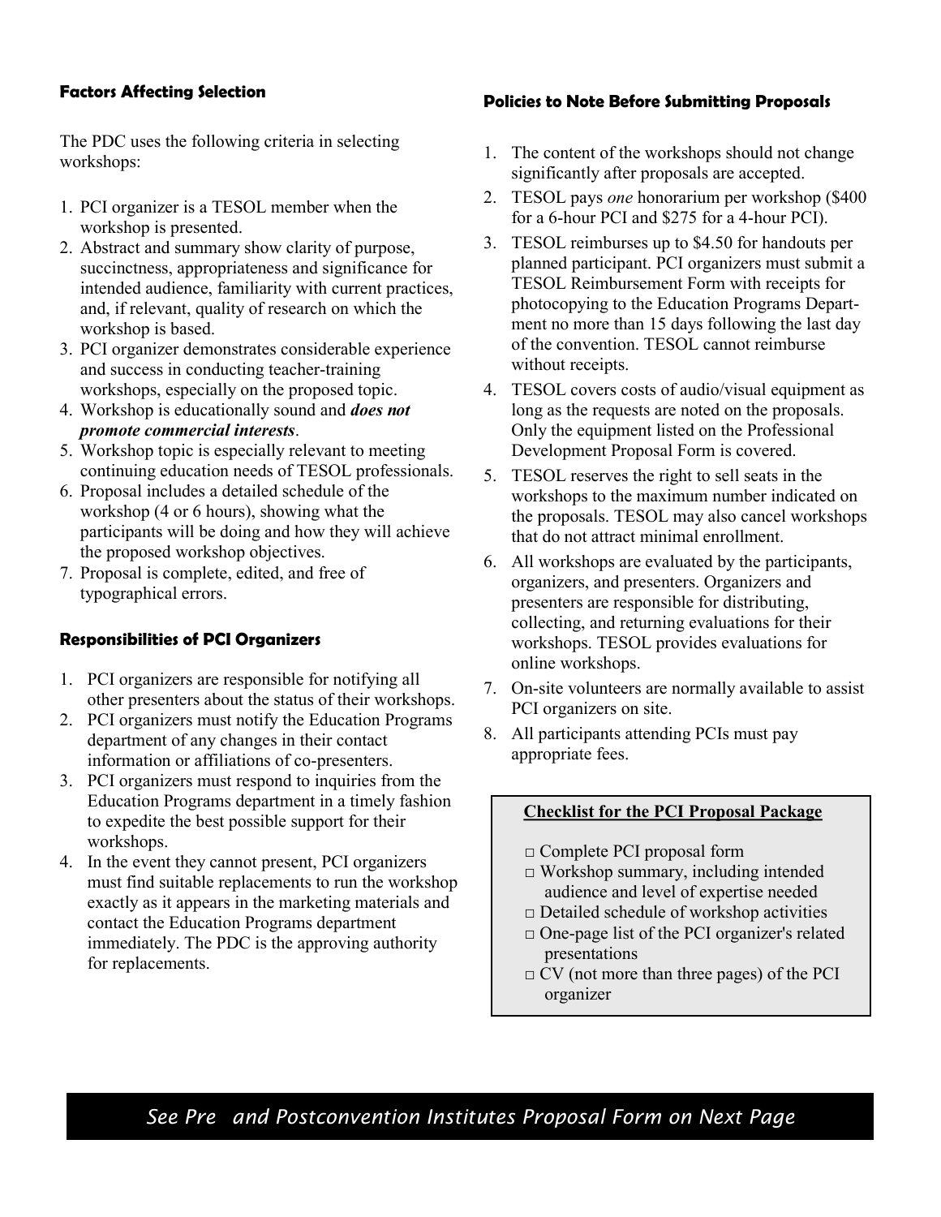### Factors Affecting Selection

The PDC uses the following criteria in selecting workshops:

1. PCI organizer is a TESOL member when the workshop is presented.
2. Abstract and summary show clarity of purpose, succinctness, appropriateness and significance for intended audience, familiarity with current practices, and, if relevant, quality of research on which the workshop is based.
3. PCI organizer demonstrates considerable experience and success in conducting teacher-training workshops, especially on the proposed topic.
4. Workshop is educationally sound and ***does not promote commercial interests***.
5. Workshop topic is especially relevant to meeting continuing education needs of TESOL professionals.
6. Proposal includes a detailed schedule of the workshop (4 or 6 hours), showing what the participants will be doing and how they will achieve the proposed workshop objectives.
7. Proposal is complete, edited, and free of typographical errors.

### Responsibilities of PCI Organizers

1. PCI organizers are responsible for notifying all other presenters about the status of their workshops.
2. PCI organizers must notify the Education Programs department of any changes in their contact information or affiliations of co-presenters.
3. PCI organizers must respond to inquiries from the Education Programs department in a timely fashion to expedite the best possible support for their workshops.
4. In the event they cannot present, PCI organizers must find suitable replacements to run the workshop exactly as it appears in the marketing materials and contact the Education Programs department immediately. The PDC is the approving authority for replacements.

### Policies to Note Before Submitting Proposals

1. The content of the workshops should not change significantly after proposals are accepted.
2. TESOL pays *one* honorarium per workshop ($400 for a 6-hour PCI and $275 for a 4-hour PCI).
3. TESOL reimburses up to $4.50 for handouts per planned participant. PCI organizers must submit a TESOL Reimbursement Form with receipts for photocopying to the Education Programs Department no more than 15 days following the last day of the convention. TESOL cannot reimburse without receipts.
4. TESOL covers costs of audio/visual equipment as long as the requests are noted on the proposals. Only the equipment listed on the Professional Development Proposal Form is covered.
5. TESOL reserves the right to sell seats in the workshops to the maximum number indicated on the proposals. TESOL may also cancel workshops that do not attract minimal enrollment.
6. All workshops are evaluated by the participants, organizers, and presenters. Organizers and presenters are responsible for distributing, collecting, and returning evaluations for their workshops. TESOL provides evaluations for online workshops.
7. On-site volunteers are normally available to assist PCI organizers on site.
8. All participants attending PCIs must pay appropriate fees.

**Checklist for the PCI Proposal Package**

- □ Complete PCI proposal form
- □ Workshop summary, including intended audience and level of expertise needed
- □ Detailed schedule of workshop activities
- □ One-page list of the PCI organizer's related presentations
- □ CV (not more than three pages) of the PCI organizer

*See Pre and Postconvention Institutes Proposal Form on Next Page*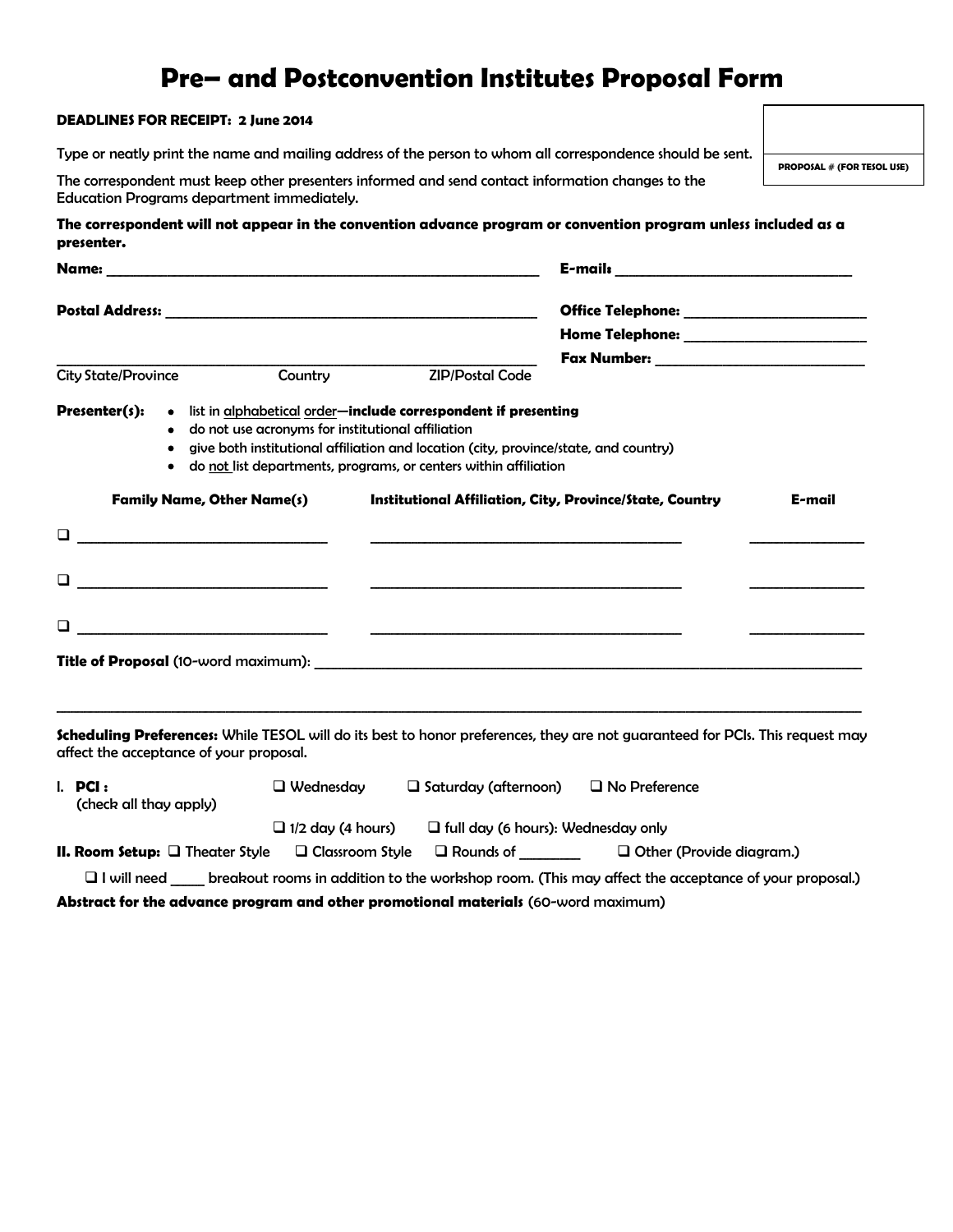# Pre– and Postconvention Institutes Proposal Form

**DEADLINES FOR RECEIPT: 2 June 2014**

| |
|---|
| |
| **PROPOSAL # (FOR TESOL USE)** |

Type or neatly print the name and mailing address of the person to whom all correspondence should be sent.

The correspondent must keep other presenters informed and send contact information changes to the Education Programs department immediately.

**The correspondent will not appear in the convention advance program or convention program unless included as a presenter.**

**Name:** ______________________________________________ **E-mails** ____________________________

**Postal Address:** ______________________________________________ **Office Telephone:** ______________________

**Home Telephone:** ______________________

______________________________________________ **Fax Number:** ______________________

City State/Province Country ZIP/Postal Code

**Presenter(s):**

- list in alphabetical order—**include correspondent if presenting**
- do not use acronyms for institutional affiliation
- give both institutional affiliation and location (city, province/state, and country)
- do not list departments, programs, or centers within affiliation

| | Family Name, Other Name(s) | Institutional Affiliation, City, Province/State, Country | E-mail |
|---|---|---|---|
| ❑ | ______________________ | ______________________________ | ____________ |
| ❑ | ______________________ | ______________________________ | ____________ |
| ❑ | ______________________ | ______________________________ | ____________ |

**Title of Proposal** (10-word maximum): ______________________________________________

______________________________________________________________________________

**Scheduling Preferences:** While TESOL will do its best to honor preferences, they are not guaranteed for PCIs. This request may affect the acceptance of your proposal.

I. **PCI :** (check all thay apply) ❑ Wednesday ❑ Saturday (afternoon) ❑ No Preference

❑ 1/2 day (4 hours) ❑ full day (6 hours): Wednesday only

**II. Room Setup:** ❑ Theater Style ❑ Classroom Style ❑ Rounds of ________ ❑ Other (Provide diagram.)

❑ I will need _____ breakout rooms in addition to the workshop room. (This may affect the acceptance of your proposal.)

**Abstract for the advance program and other promotional materials** (60-word maximum)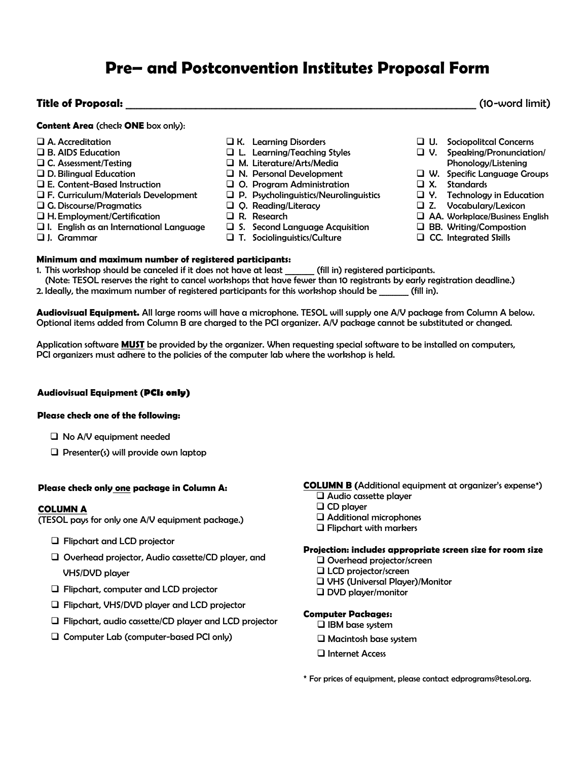# Pre– and Postconvention Institutes Proposal Form

**Title of Proposal:** ______________________________________________________________ (10-word limit)

**Content Area** (check **ONE** box only):

- ☐ A. Accreditation
- ☐ B. AIDS Education
- ☐ C. Assessment/Testing
- ☐ D. Bilingual Education
- ☐ E. Content-Based Instruction
- ☐ F. Curriculum/Materials Development
- ☐ G. Discourse/Pragmatics
- ☐ H. Employment/Certification
- ☐ I. English as an International Language
- ☐ J. Grammar
- ☐ K. Learning Disorders
- ☐ L. Learning/Teaching Styles
- ☐ M. Literature/Arts/Media
- ☐ N. Personal Development
- ☐ O. Program Administration
- ☐ P. Psycholinguistics/Neurolinguistics
- ☐ Q. Reading/Literacy
- ☐ R. Research
- ☐ S. Second Language Acquisition
- ☐ T. Sociolinguistics/Culture
- ☐ U. Sociopolitcal Concerns
- ☐ V. Speaking/Pronunciation/Phonology/Listening
- ☐ W. Specific Language Groups
- ☐ X. Standards
- ☐ Y. Technology in Education
- ☐ Z. Vocabulary/Lexicon
- ☐ AA. Workplace/Business English
- ☐ BB. Writing/Compostion
- ☐ CC. Integrated Skills

**Minimum and maximum number of registered participants:**

1. This workshop should be canceled if it does not have at least ______ (fill in) registered participants.
   (Note: TESOL reserves the right to cancel workshops that have fewer than 10 registrants by early registration deadline.)
2. Ideally, the maximum number of registered participants for this workshop should be ______ (fill in).

**Audiovisual Equipment.** All large rooms will have a microphone. TESOL will supply one A/V package from Column A below. Optional items added from Column B are charged to the PCI organizer. A/V package cannot be substituted or changed.

Application software **MUST** be provided by the organizer. When requesting special software to be installed on computers, PCI organizers must adhere to the policies of the computer lab where the workshop is held.

**Audiovisual Equipment (PCIs only)**

**Please check one of the following:**

- ☐ No A/V equipment needed
- ☐ Presenter(s) will provide own laptop

**Please check only one package in Column A:**

**COLUMN A**
(TESOL pays for only one A/V equipment package.)

- ☐ Flipchart and LCD projector
- ☐ Overhead projector, Audio cassette/CD player, and VHS/DVD player
- ☐ Flipchart, computer and LCD projector
- ☐ Flipchart, VHS/DVD player and LCD projector
- ☐ Flipchart, audio cassette/CD player and LCD projector
- ☐ Computer Lab (computer-based PCI only)

**COLUMN B** (Additional equipment at organizer's expense*)

- ☐ Audio cassette player
- ☐ CD player
- ☐ Additional microphones
- ☐ Flipchart with markers

**Projection: includes appropriate screen size for room size**

- ☐ Overhead projector/screen
- ☐ LCD projector/screen
- ☐ VHS (Universal Player)/Monitor
- ☐ DVD player/monitor

**Computer Packages:**

- ☐ IBM base system
- ☐ Macintosh base system
- ☐ Internet Access

* For prices of equipment, please contact edprograms@tesol.org.